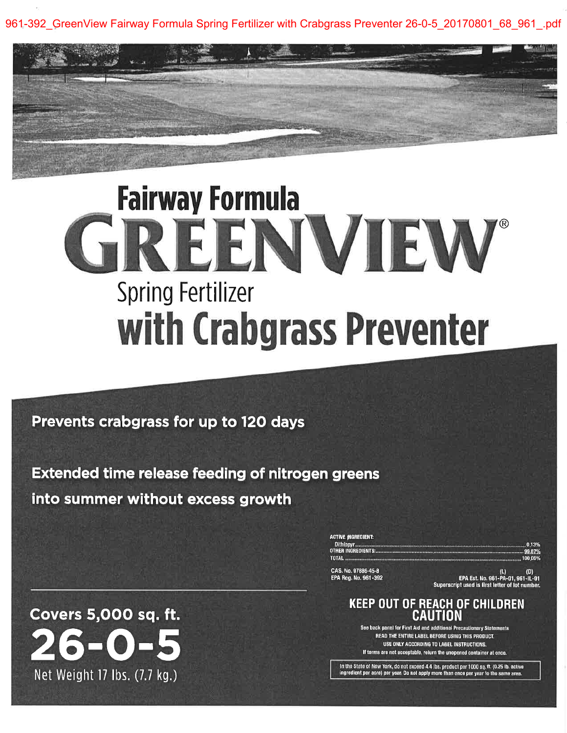961-392_GreenView Fairway Formula Spring Fertilizer with Crabgrass Preventer 26-0-5_20170801_68_961_.pdf

# Fairway Formula GREENVIEW®

## Spring Fertilizer with Crabgrass Preventer

**Prevents crabgrass for up to 120 days**

**Extended time release feeding of nitrogen greens into summer without excess growth**

**Covers 5,000 sq. ft.**

# 26-0-5

Net Weight 17 lbs. (7.7 kg.)

| ACTIVE INGREDIENT: | |
|---|---|
| Dithiopyr | 0.13% |
| OTHER INGREDIENTS: | 99.87% |
| TOTAL | 100.00% |

CAS. No. 97886-45-8
EPA Reg. No. 961-392

EPA Est. No. 961-PA-01 (L), 961-IL-01 (D)
Superscript used is first letter of lot number.

## KEEP OUT OF REACH OF CHILDREN
## CAUTION

See back panel for First Aid and additional Precautionary Statements
READ THE ENTIRE LABEL BEFORE USING THIS PRODUCT.
USE ONLY ACCORDING TO LABEL INSTRUCTIONS.
If terms are not acceptable, return the unopened container at once.

In the State of New York, do not exceed 4.4 lbs. product per 1000 sq. ft. (0.25 lb. active ingredient per acre) per year. Do not apply more than once per year to the same area.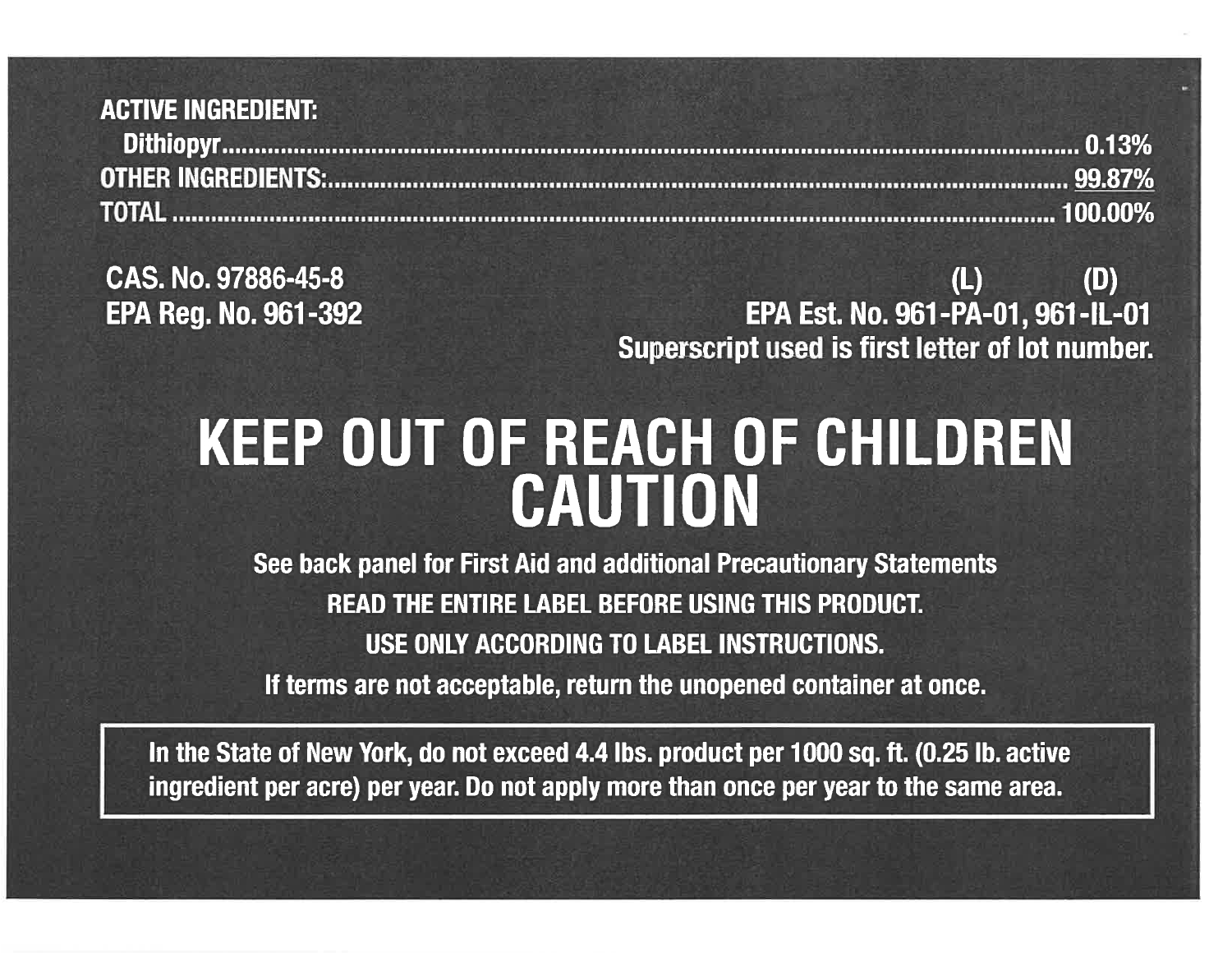**ACTIVE INGREDIENT:**

| | |
|---|---|
| Dithiopyr | 0.13% |
| OTHER INGREDIENTS: | 99.87% |
| TOTAL | 100.00% |

CAS. No. 97886-45-8

EPA Reg. No. 961-392

(L) (D)

EPA Est. No. 961-PA-01, 961-IL-01

Superscript used is first letter of lot number.

# KEEP OUT OF REACH OF CHILDREN
# CAUTION

**See back panel for First Aid and additional Precautionary Statements**

**READ THE ENTIRE LABEL BEFORE USING THIS PRODUCT.**

**USE ONLY ACCORDING TO LABEL INSTRUCTIONS.**

**If terms are not acceptable, return the unopened container at once.**

**In the State of New York, do not exceed 4.4 lbs. product per 1000 sq. ft. (0.25 lb. active ingredient per acre) per year. Do not apply more than once per year to the same area.**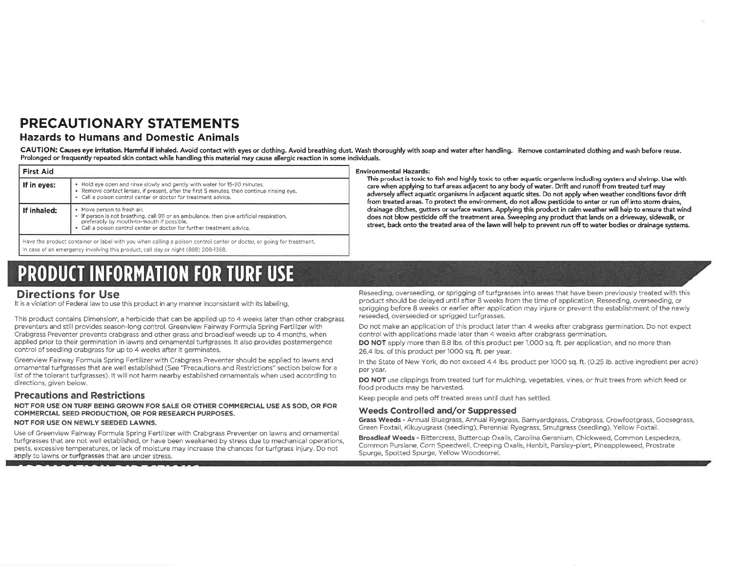# PRECAUTIONARY STATEMENTS

## Hazards to Humans and Domestic Animals

**CAUTION: Causes eye irritation. Harmful if inhaled. Avoid contact with eyes or clothing. Avoid breathing dust. Wash thoroughly with soap and water after handling. Remove contaminated clothing and wash before reuse. Prolonged or frequently repeated skin contact while handling this material may cause allergic reaction in some individuals.**

| First Aid | |
|---|---|
| **If in eyes:** | • Hold eye open and rinse slowly and gently with water for 15-20 minutes.<br>• Remove contact lenses, if present, after the first 5 minutes, then continue rinsing eye.<br>• Call a poison control center or doctor for treatment advice. |
| **If inhaled:** | • Move person to fresh air.<br>• If person is not breathing, call 911 or an ambulance, then give artificial respiration, preferably by mouth-to-mouth if possible.<br>• Call a poison control center or doctor for further treatment advice. |
| Have the product container or label with you when calling a poison control center or doctor, or going for treatment. In case of an emergency involving this product, call day or night (888) 208-1368. | |

**Environmental Hazards:**

**This product is toxic to fish and highly toxic to other aquatic organisms including oysters and shrimp. Use with care when applying to turf areas adjacent to any body of water. Drift and runoff from treated turf may adversely affect aquatic organisms in adjacent aquatic sites. Do not apply when weather conditions favor drift from treated areas. To protect the environment, do not allow pesticide to enter or run off into storm drains, drainage ditches, gutters or surface waters. Applying this product in calm weather will help to ensure that wind does not blow pesticide off the treatment area. Sweeping any product that lands on a driveway, sidewalk, or street, back onto the treated area of the lawn will help to prevent run off to water bodies or drainage systems.**

# PRODUCT INFORMATION FOR TURF USE

## Directions for Use

It is a violation of Federal law to use this product in any manner inconsistent with its labeling.

This product contains Dimension*, a herbicide that can be applied up to 4 weeks later than other crabgrass preventers and still provides season-long control. Greenview Fairway Formula Spring Fertilizer with Crabgrass Preventer prevents crabgrass and other grass and broadleaf weeds up to 4 months, when applied prior to their germination in lawns and ornamental turfgrasses. It also provides postemergence control of seedling crabgrass for up to 4 weeks after it germinates.

Greenview Fairway Formula Spring Fertilizer with Crabgrass Preventer should be applied to lawns and ornamental turfgrasses that are well established (See "Precautions and Restrictions" section below for a list of the tolerant turfgrasses). It will not harm nearby established ornamentals when used according to directions, given below.

## Precautions and Restrictions

**NOT FOR USE ON TURF BEING GROWN FOR SALE OR OTHER COMMERCIAL USE AS SOD, OR FOR COMMERCIAL SEED PRODUCTION, OR FOR RESEARCH PURPOSES.**

**NOT FOR USE ON NEWLY SEEDED LAWNS.**

Use of Greenview Fairway Formula Spring Fertilizer with Crabgrass Preventer on lawns and ornamental turfgrasses that are not well established, or have been weakened by stress due to mechanical operations, pests, excessive temperatures, or lack of moisture may increase the chances for turfgrass injury. Do not apply to lawns or turfgrasses that are under stress.

Reseeding, overseeding, or sprigging of turfgrasses into areas that have been previously treated with this product should be delayed until after 8 weeks from the time of application. Reseeding, overseeding, or sprigging before 8 weeks or earlier after application may injure or prevent the establishment of the newly reseeded, overseeded or sprigged turfgrasses.

Do not make an application of this product later than 4 weeks after crabgrass germination. Do not expect control with applications made later than 4 weeks after crabgrass germination.

**DO NOT** apply more than 8.8 lbs. of this product per 1,000 sq. ft. per application, and no more than 26.4 lbs. of this product per 1000 sq. ft. per year.

In the State of New York, do not exceed 4.4 lbs. product per 1000 sq. ft. (0.25 lb. active ingredient per acre) per year.

**DO NOT** use clippings from treated turf for mulching, vegetables, vines, or fruit trees from which feed or food products may be harvested.

Keep people and pets off treated areas until dust has settled.

## Weeds Controlled and/or Suppressed

**Grass Weeds -** Annual Bluegrass, Annual Ryegrass, Barnyardgrass, Crabgrass, Crowfootgrass, Goosegrass, Green Foxtail, Kikuyugrass (seedling), Perennial Ryegrass, Smutgrass (seedling), Yellow Foxtail.

**Broadleaf Weeds -** Bittercress, Buttercup Oxalis, Carolina Geranium, Chickweed, Common Lespedeza, Common Purslane, Corn Speedwell, Creeping Oxalis, Henbit, Parsley-piert, Pineappleweed, Prostrate Spurge, Spotted Spurge, Yellow Woodsorrel.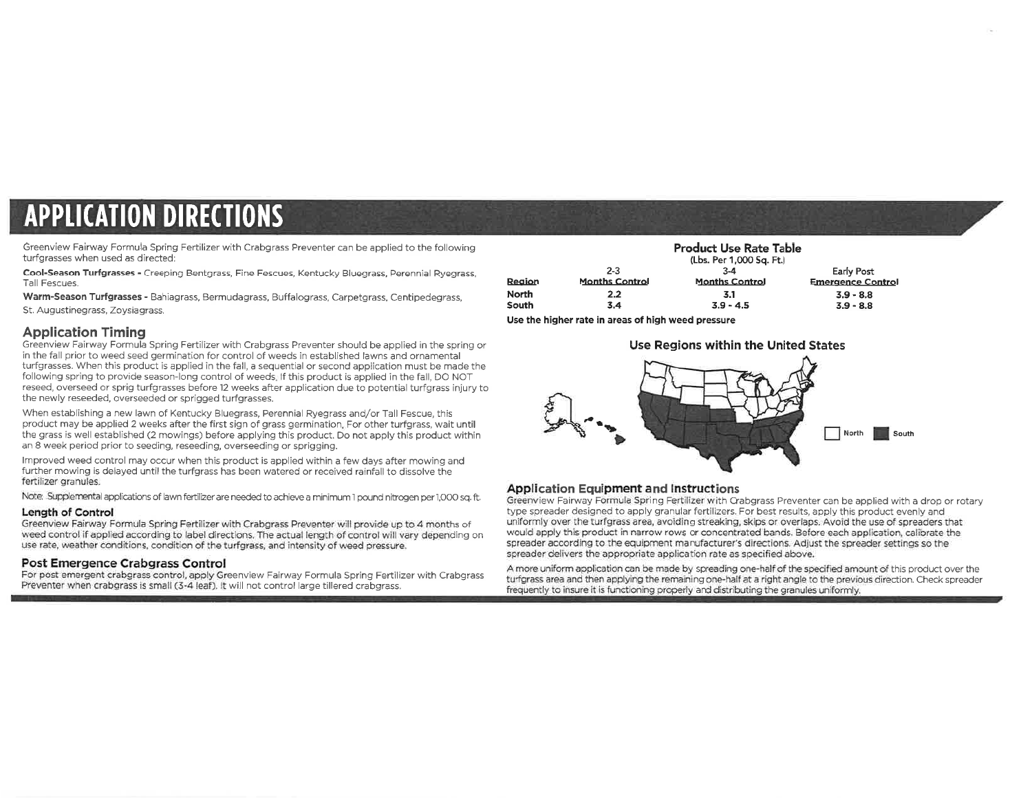# APPLICATION DIRECTIONS

Greenview Fairway Formula Spring Fertilizer with Crabgrass Preventer can be applied to the following turfgrasses when used as directed:

**Cool-Season Turfgrasses -** Creeping Bentgrass, Fine Fescues, Kentucky Bluegrass, Perennial Ryegrass, Tall Fescues.

**Warm-Season Turfgrasses -** Bahiagrass, Bermudagrass, Buffalograss, Carpetgrass, Centipedegrass, St. Augustinegrass, Zoysiagrass.

## Application Timing

Greenview Fairway Formula Spring Fertilizer with Crabgrass Preventer should be applied in the spring or in the fall prior to weed seed germination for control of weeds in established lawns and ornamental turfgrasses. When this product is applied in the fall, a sequential or second application must be made the following spring to provide season-long control of weeds. If this product is applied in the fall, DO NOT reseed, overseed or sprig turfgrasses before 12 weeks after application due to potential turfgrass injury to the newly reseeded, overseeded or sprigged turfgrasses.

When establishing a new lawn of Kentucky Bluegrass, Perennial Ryegrass and/or Tall Fescue, this product may be applied 2 weeks after the first sign of grass germination. For other turfgrass, wait until the grass is well established (2 mowings) before applying this product. Do not apply this product within an 8 week period prior to seeding, reseeding, overseeding or sprigging.

Improved weed control may occur when this product is applied within a few days after mowing and further mowing is delayed until the turfgrass has been watered or received rainfall to dissolve the fertilizer granules.

Note: Supplemental applications of lawn fertilizer are needed to achieve a minimum 1 pound nitrogen per 1,000 sq. ft.

### Length of Control

Greenview Fairway Formula Spring Fertilizer with Crabgrass Preventer will provide up to 4 months of weed control if applied according to label directions. The actual length of control will vary depending on use rate, weather conditions, condition of the turfgrass, and intensity of weed pressure.

### Post Emergence Crabgrass Control

For post emergent crabgrass control, apply Greenview Fairway Formula Spring Fertilizer with Crabgrass Preventer when crabgrass is small (3-4 leaf). It will not control large tillered crabgrass.

### Product Use Rate Table

(Lbs. Per 1,000 Sq. Ft.)

| Region | 2-3 Months Control | 3-4 Months Control | Early Post Emergence Control |
|---|---|---|---|
| **North** | **2.2** | **3.1** | **3.9 - 8.8** |
| **South** | **3.4** | **3.9 - 4.5** | **3.9 - 8.8** |

**Use the higher rate in areas of high weed pressure**

### Use Regions within the United States

North | South

### Application Equipment and Instructions

Greenview Fairway Formula Spring Fertilizer with Crabgrass Preventer can be applied with a drop or rotary type spreader designed to apply granular fertilizers. For best results, apply this product evenly and uniformly over the turfgrass area, avoiding streaking, skips or overlaps. Avoid the use of spreaders that would apply this product in narrow rows or concentrated bands. Before each application, calibrate the spreader according to the equipment manufacturer's directions. Adjust the spreader settings so the spreader delivers the appropriate application rate as specified above.

A more uniform application can be made by spreading one-half of the specified amount of this product over the turfgrass area and then applying the remaining one-half at a right angle to the previous direction. Check spreader frequently to insure it is functioning properly and distributing the granules uniformly.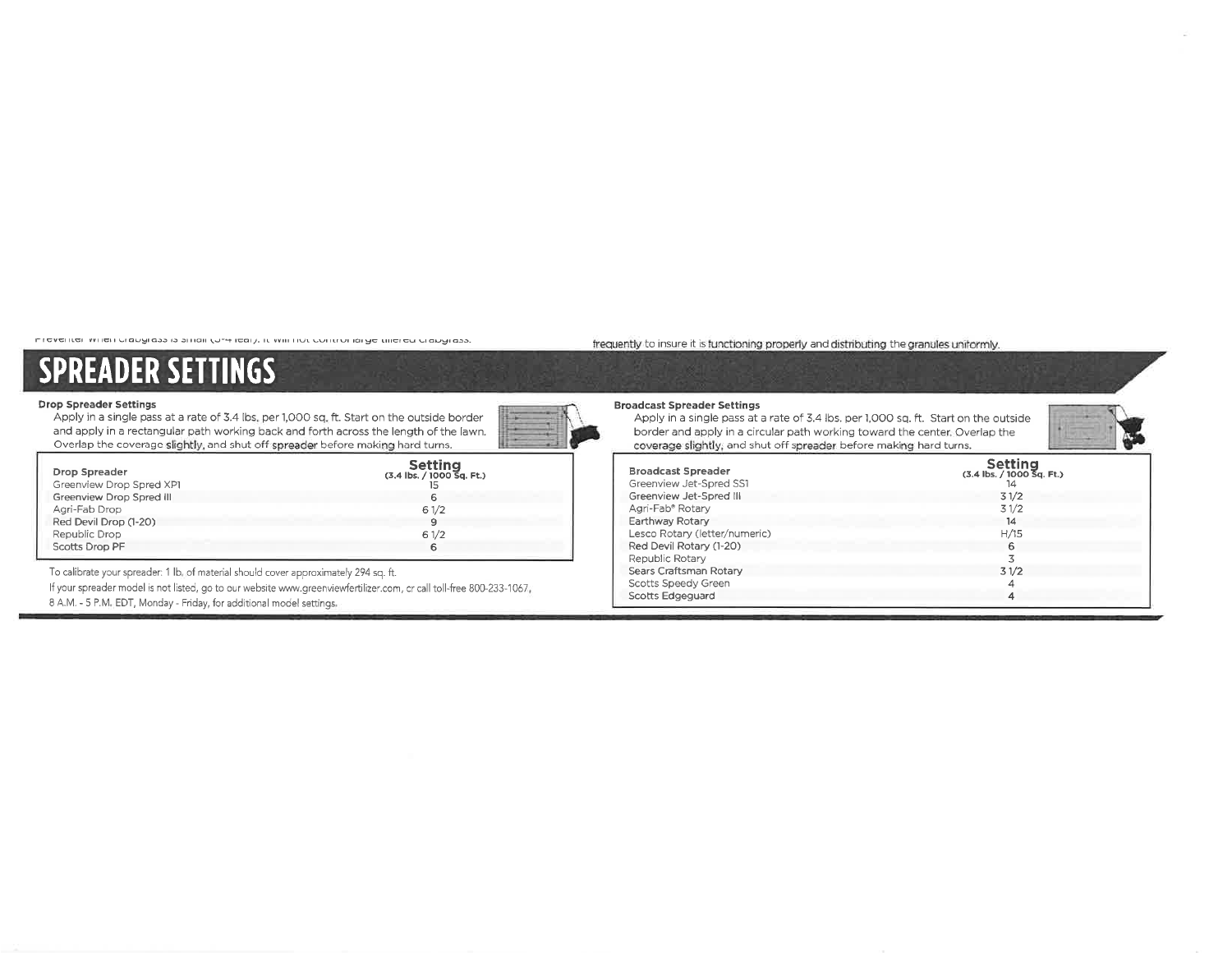Preventer when crabgrass is small (3-4 leaf). It will not control large tillered crabgrass.

frequently to insure it is functioning properly and distributing the granules uniformly.

# SPREADER SETTINGS

**Drop Spreader Settings**

Apply in a single pass at a rate of 3.4 lbs. per 1,000 sq. ft. Start on the outside border and apply in a rectangular path working back and forth across the length of the lawn. Overlap the coverage slightly, and shut off spreader before making hard turns.

| Drop Spreader | Setting (3.4 lbs. / 1000 Sq. Ft.) |
|---|---|
| Greenview Drop Spred XP1 | 15 |
| Greenview Drop Spred III | 6 |
| Agri-Fab Drop | 6 1/2 |
| Red Devil Drop (1-20) | 9 |
| Republic Drop | 6 1/2 |
| Scotts Drop PF | 6 |

To calibrate your spreader: 1 lb. of material should cover approximately 294 sq. ft.

If your spreader model is not listed, go to our website www.greenviewfertilizer.com, or call toll-free 800-233-1067, 8 A.M. - 5 P.M. EDT, Monday - Friday, for additional model settings.

**Broadcast Spreader Settings**

Apply in a single pass at a rate of 3.4 lbs. per 1,000 sq. ft. Start on the outside border and apply in a circular path working toward the center. Overlap the coverage slightly, and shut off spreader before making hard turns.

| Broadcast Spreader | Setting (3.4 lbs. / 1000 Sq. Ft.) |
|---|---|
| Greenview Jet-Spred SS1 | 14 |
| Greenview Jet-Spred III | 3 1/2 |
| Agri-Fab® Rotary | 3 1/2 |
| Earthway Rotary | 14 |
| Lesco Rotary (letter/numeric) | H/15 |
| Red Devil Rotary (1-20) | 6 |
| Republic Rotary | 3 |
| Sears Craftsman Rotary | 3 1/2 |
| Scotts Speedy Green | 4 |
| Scotts Edgeguard | 4 |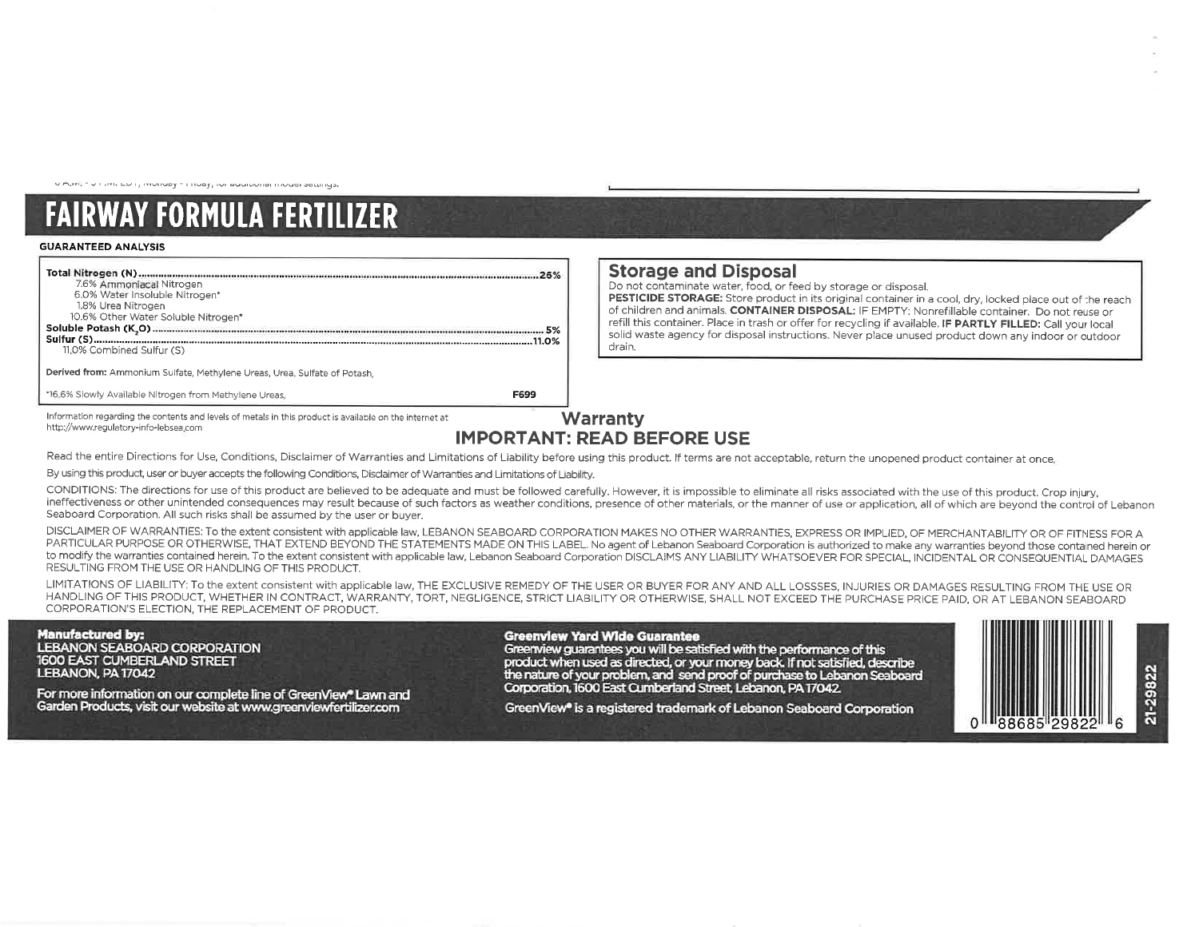8 A.M. - 5 P.M. EDT, Monday - Friday, for additional model settings.

# FAIRWAY FORMULA FERTILIZER

**GUARANTEED ANALYSIS**

**Total Nitrogen (N)**......................................................26%
7.6% Ammoniacal Nitrogen
6.0% Water Insoluble Nitrogen*
1.8% Urea Nitrogen
10.6% Other Water Soluble Nitrogen*
**Soluble Potash ($K_2O$)**......................................................5%
**Sulfur (S)**......................................................11.0%
11.0% Combined Sulfur (S)

**Derived from:** Ammonium Sulfate, Methylene Ureas, Urea, Sulfate of Potash,

*16.6% Slowly Available Nitrogen from Methylene Ureas, **F699**

Information regarding the contents and levels of metals in this product is available on the internet at http://www.regulatory-info-lebsea.com

## Storage and Disposal

Do not contaminate water, food, or feed by storage or disposal.
**PESTICIDE STORAGE:** Store product in its original container in a cool, dry, locked place out of the reach of children and animals. **CONTAINER DISPOSAL:** IF EMPTY: Nonrefillable container. Do not reuse or refill this container. Place in trash or offer for recycling if available. **IF PARTLY FILLED:** Call your local solid waste agency for disposal instructions. Never place unused product down any indoor or outdoor drain.

## Warranty

## IMPORTANT: READ BEFORE USE

Read the entire Directions for Use, Conditions, Disclaimer of Warranties and Limitations of Liability before using this product. If terms are not acceptable, return the unopened product container at once.

By using this product, user or buyer accepts the following Conditions, Disclaimer of Warranties and Limitations of Liability.

CONDITIONS: The directions for use of this product are believed to be adequate and must be followed carefully. However, it is impossible to eliminate all risks associated with the use of this product. Crop injury, ineffectiveness or other unintended consequences may result because of such factors as weather conditions, presence of other materials, or the manner of use or application, all of which are beyond the control of Lebanon Seaboard Corporation. All such risks shall be assumed by the user or buyer.

DISCLAIMER OF WARRANTIES: To the extent consistent with applicable law, LEBANON SEABOARD CORPORATION MAKES NO OTHER WARRANTIES, EXPRESS OR IMPLIED, OF MERCHANTABILITY OR OF FITNESS FOR A PARTICULAR PURPOSE OR OTHERWISE, THAT EXTEND BEYOND THE STATEMENTS MADE ON THIS LABEL. No agent of Lebanon Seaboard Corporation is authorized to make any warranties beyond those contained herein or to modify the warranties contained herein. To the extent consistent with applicable law, Lebanon Seaboard Corporation DISCLAIMS ANY LIABILITY WHATSOEVER FOR SPECIAL, INCIDENTAL OR CONSEQUENTIAL DAMAGES RESULTING FROM THE USE OR HANDLING OF THIS PRODUCT.

LIMITATIONS OF LIABILITY: To the extent consistent with applicable law, THE EXCLUSIVE REMEDY OF THE USER OR BUYER FOR ANY AND ALL LOSSSES, INJURIES OR DAMAGES RESULTING FROM THE USE OR HANDLING OF THIS PRODUCT, WHETHER IN CONTRACT, WARRANTY, TORT, NEGLIGENCE, STRICT LIABILITY OR OTHERWISE, SHALL NOT EXCEED THE PURCHASE PRICE PAID, OR AT LEBANON SEABOARD CORPORATION'S ELECTION, THE REPLACEMENT OF PRODUCT.

**Manufactured by:**
LEBANON SEABOARD CORPORATION
1600 EAST CUMBERLAND STREET
LEBANON, PA 17042

For more information on our complete line of GreenView® Lawn and Garden Products, visit our website at www.greenviewfertilizer.com

**Greenview Yard Wide Guarantee**
Greenview guarantees you will be satisfied with the performance of this product when used as directed, or your money back. If not satisfied, describe the nature of your problem, and send proof of purchase to Lebanon Seaboard Corporation, 1600 East Cumberland Street, Lebanon, PA 17042.

GreenView® is a registered trademark of Lebanon Seaboard Corporation

0 88685 29822 6

21-29822